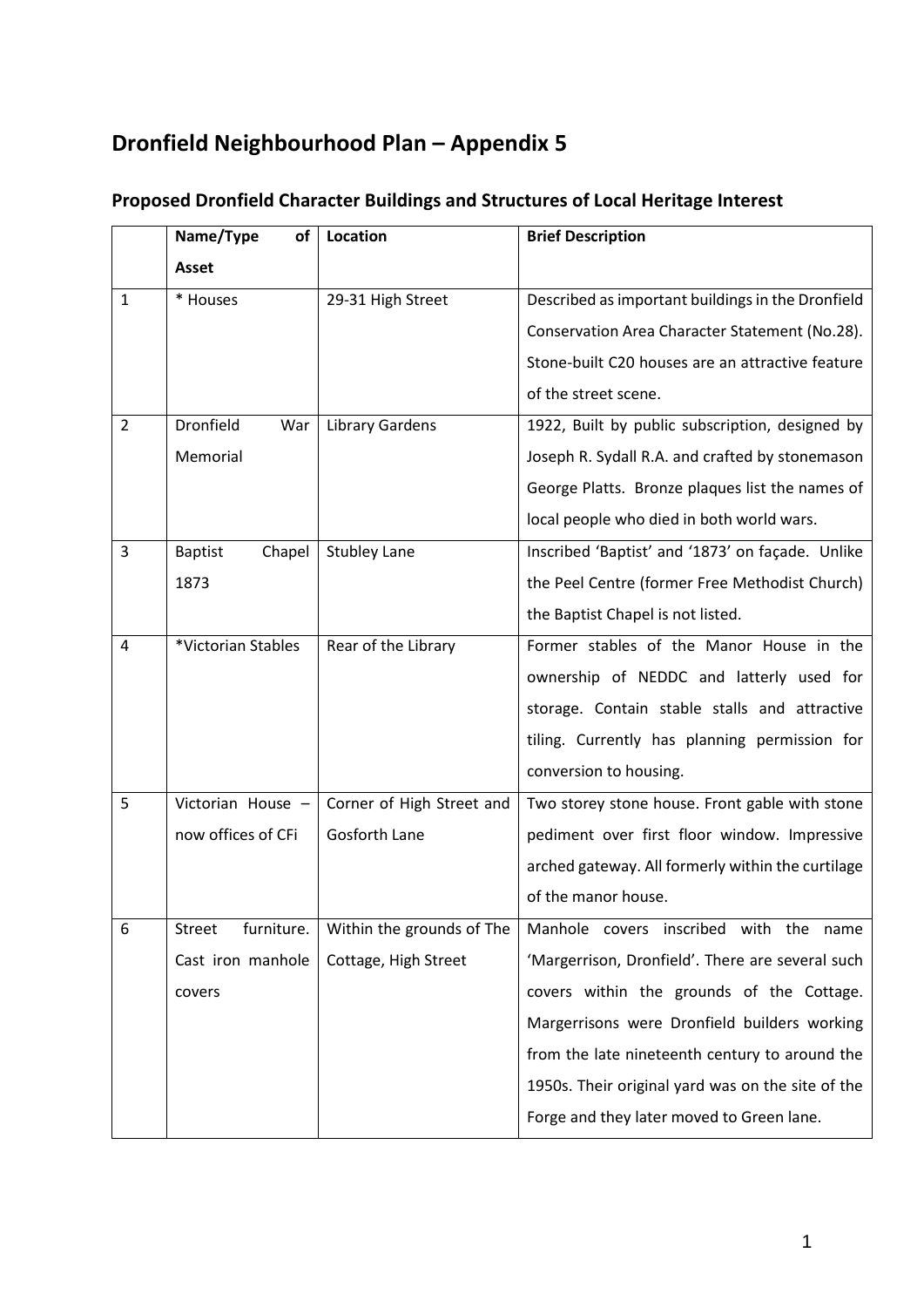# Dronfield Neighbourhood Plan – Appendix 5

## Proposed Dronfield Character Buildings and Structures of Local Heritage Interest

| | Name/Type of Asset | Location | Brief Description |
|---|---|---|---|
| 1 | * Houses | 29-31 High Street | Described as important buildings in the Dronfield Conservation Area Character Statement (No.28). Stone-built C20 houses are an attractive feature of the street scene. |
| 2 | Dronfield War Memorial | Library Gardens | 1922, Built by public subscription, designed by Joseph R. Sydall R.A. and crafted by stonemason George Platts. Bronze plaques list the names of local people who died in both world wars. |
| 3 | Baptist Chapel 1873 | Stubley Lane | Inscribed 'Baptist' and '1873' on façade. Unlike the Peel Centre (former Free Methodist Church) the Baptist Chapel is not listed. |
| 4 | *Victorian Stables | Rear of the Library | Former stables of the Manor House in the ownership of NEDDC and latterly used for storage. Contain stable stalls and attractive tiling. Currently has planning permission for conversion to housing. |
| 5 | Victorian House – now offices of CFi | Corner of High Street and Gosforth Lane | Two storey stone house. Front gable with stone pediment over first floor window. Impressive arched gateway. All formerly within the curtilage of the manor house. |
| 6 | Street furniture. Cast iron manhole covers | Within the grounds of The Cottage, High Street | Manhole covers inscribed with the name 'Margerrison, Dronfield'. There are several such covers within the grounds of the Cottage. Margerrisons were Dronfield builders working from the late nineteenth century to around the 1950s. Their original yard was on the site of the Forge and they later moved to Green lane. |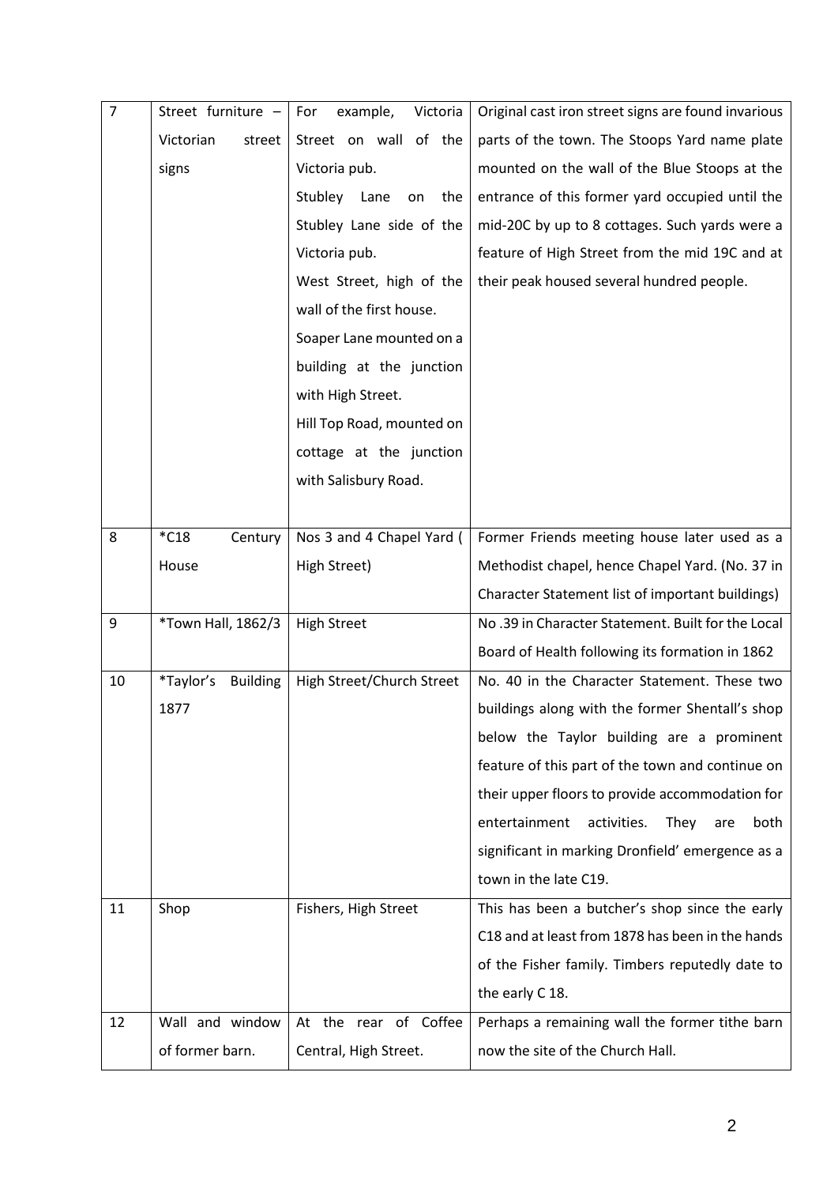| | | | |
|---|---|---|---|
| 7 | Street furniture – Victorian street signs | For example, Victoria Street on wall of the Victoria pub.<br>Stubley Lane on the Stubley Lane side of the Victoria pub.<br>West Street, high of the wall of the first house.<br>Soaper Lane mounted on a building at the junction with High Street.<br>Hill Top Road, mounted on cottage at the junction with Salisbury Road. | Original cast iron street signs are found invarious parts of the town. The Stoops Yard name plate mounted on the wall of the Blue Stoops at the entrance of this former yard occupied until the mid-20C by up to 8 cottages. Such yards were a feature of High Street from the mid 19C and at their peak housed several hundred people. |
| 8 | *C18 Century House | Nos 3 and 4 Chapel Yard ( High Street) | Former Friends meeting house later used as a Methodist chapel, hence Chapel Yard. (No. 37 in Character Statement list of important buildings) |
| 9 | *Town Hall, 1862/3 | High Street | No .39 in Character Statement. Built for the Local Board of Health following its formation in 1862 |
| 10 | *Taylor's Building 1877 | High Street/Church Street | No. 40 in the Character Statement. These two buildings along with the former Shentall's shop below the Taylor building are a prominent feature of this part of the town and continue on their upper floors to provide accommodation for entertainment activities. They are both significant in marking Dronfield' emergence as a town in the late C19. |
| 11 | Shop | Fishers, High Street | This has been a butcher's shop since the early C18 and at least from 1878 has been in the hands of the Fisher family. Timbers reputedly date to the early C 18. |
| 12 | Wall and window of former barn. | At the rear of Coffee Central, High Street. | Perhaps a remaining wall the former tithe barn now the site of the Church Hall. |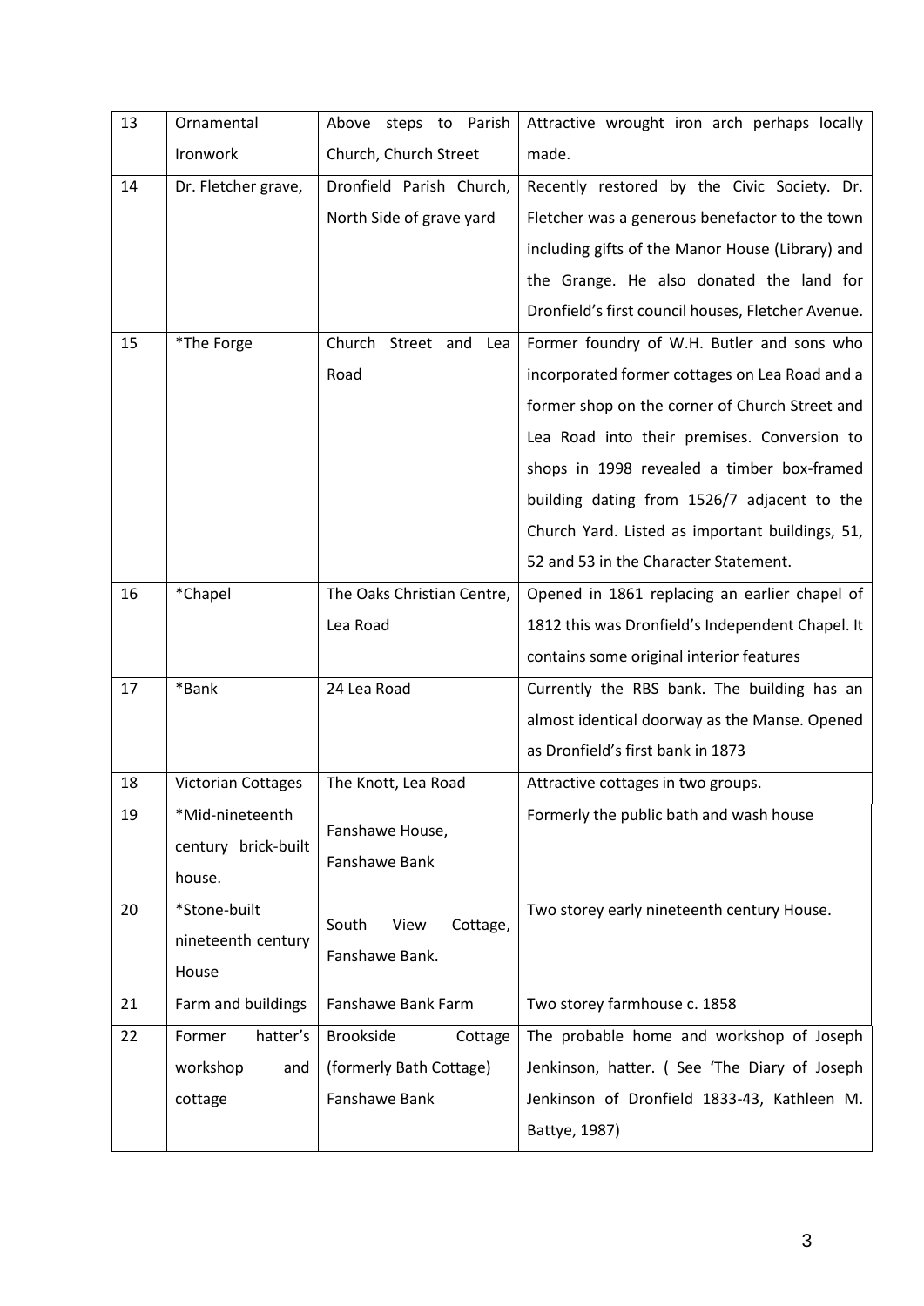| | | | |
|---|---|---|---|
| 13 | Ornamental Ironwork | Above steps to Parish Church, Church Street | Attractive wrought iron arch perhaps locally made. |
| 14 | Dr. Fletcher grave, | Dronfield Parish Church, North Side of grave yard | Recently restored by the Civic Society. Dr. Fletcher was a generous benefactor to the town including gifts of the Manor House (Library) and the Grange. He also donated the land for Dronfield's first council houses, Fletcher Avenue. |
| 15 | *The Forge | Church Street and Lea Road | Former foundry of W.H. Butler and sons who incorporated former cottages on Lea Road and a former shop on the corner of Church Street and Lea Road into their premises. Conversion to shops in 1998 revealed a timber box-framed building dating from 1526/7 adjacent to the Church Yard. Listed as important buildings, 51, 52 and 53 in the Character Statement. |
| 16 | *Chapel | The Oaks Christian Centre, Lea Road | Opened in 1861 replacing an earlier chapel of 1812 this was Dronfield's Independent Chapel. It contains some original interior features |
| 17 | *Bank | 24 Lea Road | Currently the RBS bank. The building has an almost identical doorway as the Manse. Opened as Dronfield's first bank in 1873 |
| 18 | Victorian Cottages | The Knott, Lea Road | Attractive cottages in two groups. |
| 19 | *Mid-nineteenth century brick-built house. | Fanshawe House, Fanshawe Bank | Formerly the public bath and wash house |
| 20 | *Stone-built nineteenth century House | South View Cottage, Fanshawe Bank. | Two storey early nineteenth century House. |
| 21 | Farm and buildings | Fanshawe Bank Farm | Two storey farmhouse c. 1858 |
| 22 | Former hatter's workshop and cottage | Brookside Cottage (formerly Bath Cottage) Fanshawe Bank | The probable home and workshop of Joseph Jenkinson, hatter. ( See 'The Diary of Joseph Jenkinson of Dronfield 1833-43, Kathleen M. Battye, 1987) |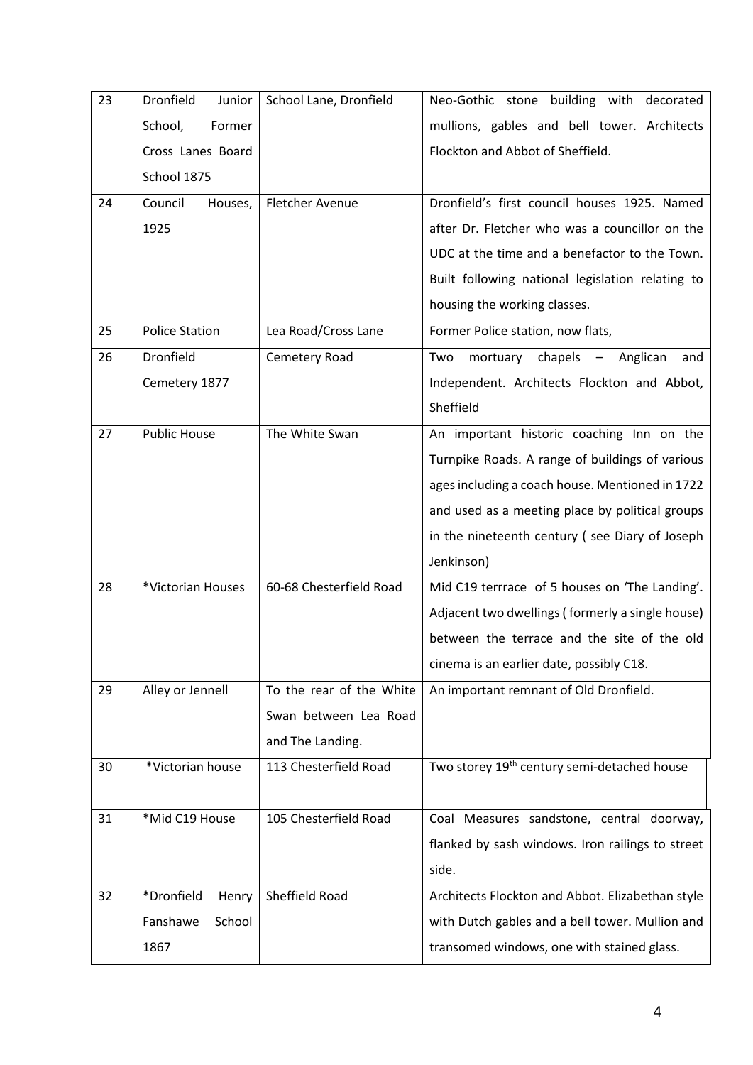| | | | |
|---|---|---|---|
| 23 | Dronfield Junior School, Former Cross Lanes Board School 1875 | School Lane, Dronfield | Neo-Gothic stone building with decorated mullions, gables and bell tower. Architects Flockton and Abbot of Sheffield. |
| 24 | Council Houses, 1925 | Fletcher Avenue | Dronfield's first council houses 1925. Named after Dr. Fletcher who was a councillor on the UDC at the time and a benefactor to the Town. Built following national legislation relating to housing the working classes. |
| 25 | Police Station | Lea Road/Cross Lane | Former Police station, now flats, |
| 26 | Dronfield Cemetery 1877 | Cemetery Road | Two mortuary chapels – Anglican and Independent. Architects Flockton and Abbot, Sheffield |
| 27 | Public House | The White Swan | An important historic coaching Inn on the Turnpike Roads. A range of buildings of various ages including a coach house. Mentioned in 1722 and used as a meeting place by political groups in the nineteenth century ( see Diary of Joseph Jenkinson) |
| 28 | *Victorian Houses | 60-68 Chesterfield Road | Mid C19 terrrace of 5 houses on 'The Landing'. Adjacent two dwellings ( formerly a single house) between the terrace and the site of the old cinema is an earlier date, possibly C18. |
| 29 | Alley or Jennell | To the rear of the White Swan between Lea Road and The Landing. | An important remnant of Old Dronfield. |
| 30 | *Victorian house | 113 Chesterfield Road | Two storey 19th century semi-detached house |
| 31 | *Mid C19 House | 105 Chesterfield Road | Coal Measures sandstone, central doorway, flanked by sash windows. Iron railings to street side. |
| 32 | *Dronfield Henry Fanshawe School 1867 | Sheffield Road | Architects Flockton and Abbot. Elizabethan style with Dutch gables and a bell tower. Mullion and transomed windows, one with stained glass. |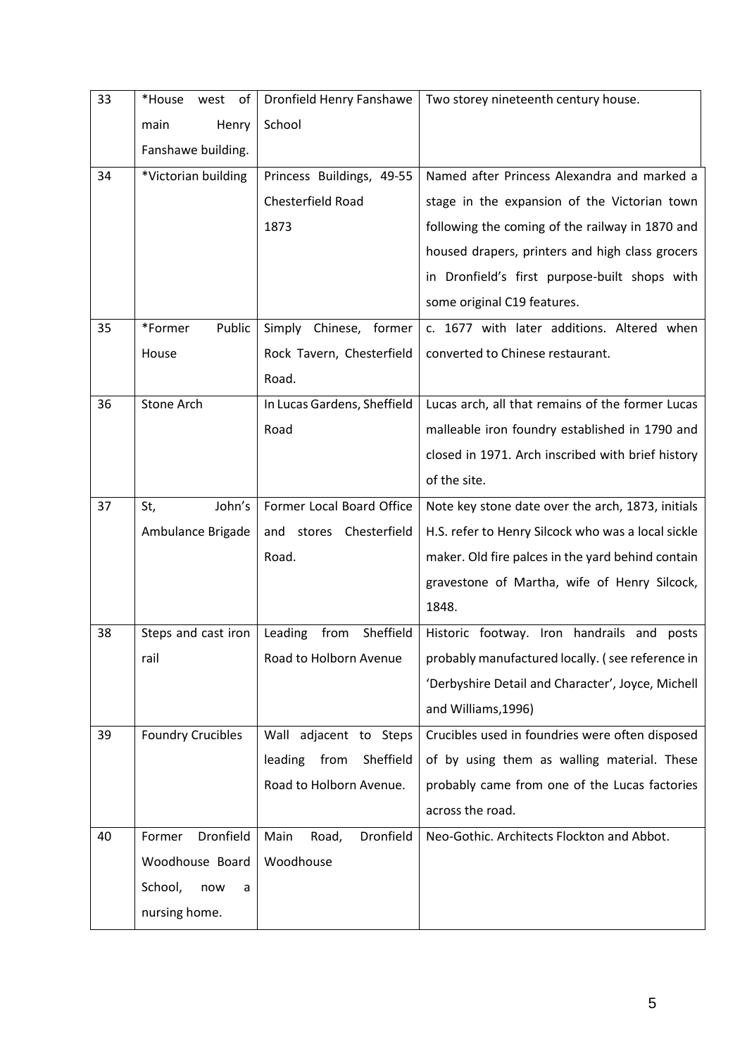| | | | |
|---|---|---|---|
| 33 | *House west of main Henry Fanshawe building. | Dronfield Henry Fanshawe School | Two storey nineteenth century house. |
| 34 | *Victorian building | Princess Buildings, 49-55 Chesterfield Road 1873 | Named after Princess Alexandra and marked a stage in the expansion of the Victorian town following the coming of the railway in 1870 and housed drapers, printers and high class grocers in Dronfield's first purpose-built shops with some original C19 features. |
| 35 | *Former Public House | Simply Chinese, former Rock Tavern, Chesterfield Road. | c. 1677 with later additions. Altered when converted to Chinese restaurant. |
| 36 | Stone Arch | In Lucas Gardens, Sheffield Road | Lucas arch, all that remains of the former Lucas malleable iron foundry established in 1790 and closed in 1971. Arch inscribed with brief history of the site. |
| 37 | St, John's Ambulance Brigade | Former Local Board Office and stores Chesterfield Road. | Note key stone date over the arch, 1873, initials H.S. refer to Henry Silcock who was a local sickle maker. Old fire palces in the yard behind contain gravestone of Martha, wife of Henry Silcock, 1848. |
| 38 | Steps and cast iron rail | Leading from Sheffield Road to Holborn Avenue | Historic footway. Iron handrails and posts probably manufactured locally. ( see reference in 'Derbyshire Detail and Character', Joyce, Michell and Williams,1996) |
| 39 | Foundry Crucibles | Wall adjacent to Steps leading from Sheffield Road to Holborn Avenue. | Crucibles used in foundries were often disposed of by using them as walling material. These probably came from one of the Lucas factories across the road. |
| 40 | Former Dronfield Woodhouse Board School, now a nursing home. | Main Road, Dronfield Woodhouse | Neo-Gothic. Architects Flockton and Abbot. |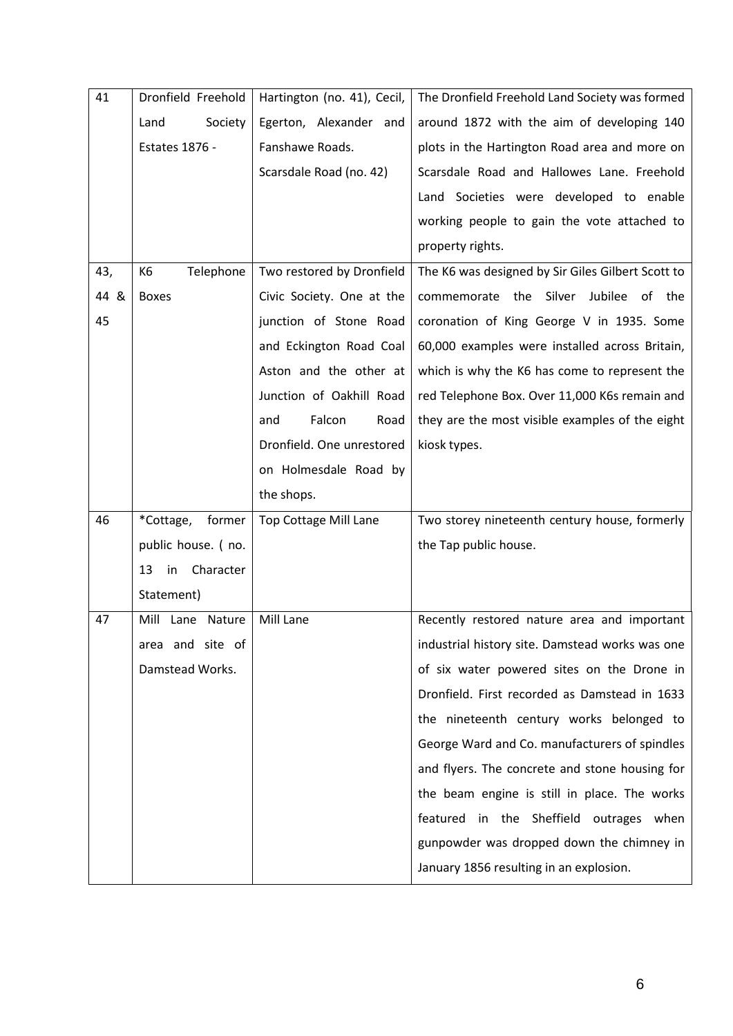| | | | |
|---|---|---|---|
| 41 | Dronfield Freehold Land Society Estates 1876 - | Hartington (no. 41), Cecil, Egerton, Alexander and Fanshawe Roads. Scarsdale Road (no. 42) | The Dronfield Freehold Land Society was formed around 1872 with the aim of developing 140 plots in the Hartington Road area and more on Scarsdale Road and Hallowes Lane. Freehold Land Societies were developed to enable working people to gain the vote attached to property rights. |
| 43, 44 & 45 | K6 Telephone Boxes | Two restored by Dronfield Civic Society. One at the junction of Stone Road and Eckington Road Coal Aston and the other at Junction of Oakhill Road and Falcon Road Dronfield. One unrestored on Holmesdale Road by the shops. | The K6 was designed by Sir Giles Gilbert Scott to commemorate the Silver Jubilee of the coronation of King George V in 1935. Some 60,000 examples were installed across Britain, which is why the K6 has come to represent the red Telephone Box. Over 11,000 K6s remain and they are the most visible examples of the eight kiosk types. |
| 46 | *Cottage, former public house. ( no. 13 in Character Statement) | Top Cottage Mill Lane | Two storey nineteenth century house, formerly the Tap public house. |
| 47 | Mill Lane Nature area and site of Damstead Works. | Mill Lane | Recently restored nature area and important industrial history site. Damstead works was one of six water powered sites on the Drone in Dronfield. First recorded as Damstead in 1633 the nineteenth century works belonged to George Ward and Co. manufacturers of spindles and flyers. The concrete and stone housing for the beam engine is still in place. The works featured in the Sheffield outrages when gunpowder was dropped down the chimney in January 1856 resulting in an explosion. |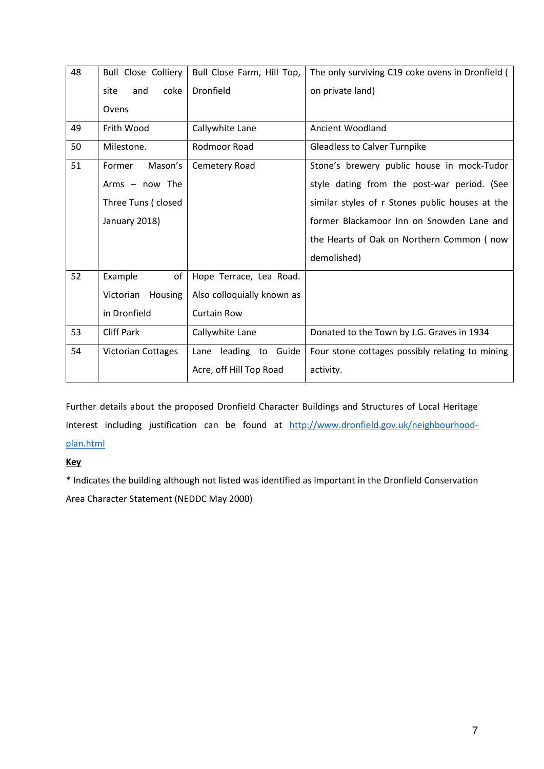| | | | |
|---|---|---|---|
| 48 | Bull Close Colliery site and coke Ovens | Bull Close Farm, Hill Top, Dronfield | The only surviving C19 coke ovens in Dronfield ( on private land) |
| 49 | Frith Wood | Callywhite Lane | Ancient Woodland |
| 50 | Milestone. | Rodmoor Road | Gleadless to Calver Turnpike |
| 51 | Former Mason's Arms – now The Three Tuns ( closed January 2018) | Cemetery Road | Stone's brewery public house in mock-Tudor style dating from the post-war period. (See similar styles of r Stones public houses at the former Blackamoor Inn on Snowden Lane and the Hearts of Oak on Northern Common ( now demolished) |
| 52 | Example of Victorian Housing in Dronfield | Hope Terrace, Lea Road. Also colloquially known as Curtain Row | |
| 53 | Cliff Park | Callywhite Lane | Donated to the Town by J.G. Graves in 1934 |
| 54 | Victorian Cottages | Lane leading to Guide Acre, off Hill Top Road | Four stone cottages possibly relating to mining activity. |

Further details about the proposed Dronfield Character Buildings and Structures of Local Heritage Interest including justification can be found at [http://www.dronfield.gov.uk/neighbourhood-plan.html](http://www.dronfield.gov.uk/neighbourhood-plan.html)

**Key**

* Indicates the building although not listed was identified as important in the Dronfield Conservation Area Character Statement (NEDDC May 2000)